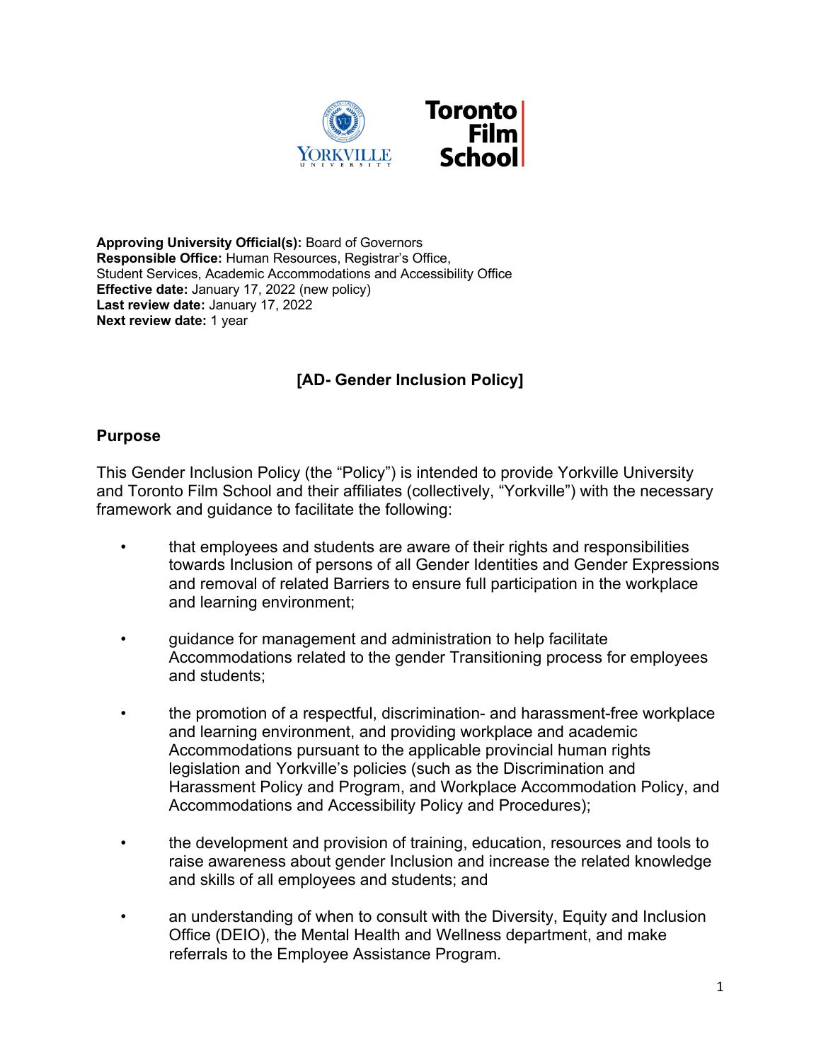**Approving University Official(s):** Board of Governors
**Responsible Office:** Human Resources, Registrar's Office, Student Services, Academic Accommodations and Accessibility Office
**Effective date:** January 17, 2022 (new policy)
**Last review date:** January 17, 2022
**Next review date:** 1 year

# [AD- Gender Inclusion Policy]

## Purpose

This Gender Inclusion Policy (the "Policy") is intended to provide Yorkville University and Toronto Film School and their affiliates (collectively, "Yorkville") with the necessary framework and guidance to facilitate the following:

- that employees and students are aware of their rights and responsibilities towards Inclusion of persons of all Gender Identities and Gender Expressions and removal of related Barriers to ensure full participation in the workplace and learning environment;

- guidance for management and administration to help facilitate Accommodations related to the gender Transitioning process for employees and students;

- the promotion of a respectful, discrimination- and harassment-free workplace and learning environment, and providing workplace and academic Accommodations pursuant to the applicable provincial human rights legislation and Yorkville's policies (such as the Discrimination and Harassment Policy and Program, and Workplace Accommodation Policy, and Accommodations and Accessibility Policy and Procedures);

- the development and provision of training, education, resources and tools to raise awareness about gender Inclusion and increase the related knowledge and skills of all employees and students; and

- an understanding of when to consult with the Diversity, Equity and Inclusion Office (DEIO), the Mental Health and Wellness department, and make referrals to the Employee Assistance Program.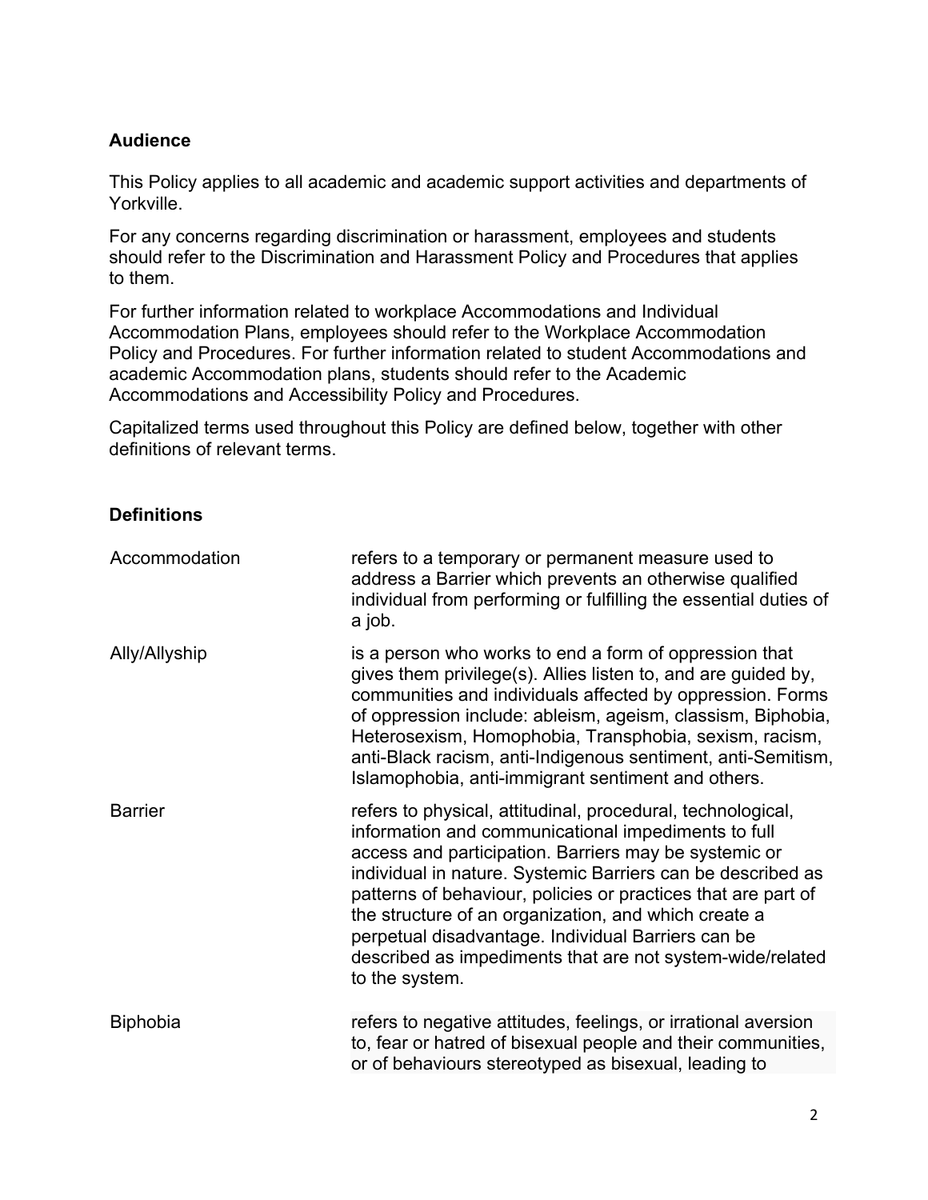## Audience

This Policy applies to all academic and academic support activities and departments of Yorkville.

For any concerns regarding discrimination or harassment, employees and students should refer to the Discrimination and Harassment Policy and Procedures that applies to them.

For further information related to workplace Accommodations and Individual Accommodation Plans, employees should refer to the Workplace Accommodation Policy and Procedures. For further information related to student Accommodations and academic Accommodation plans, students should refer to the Academic Accommodations and Accessibility Policy and Procedures.

Capitalized terms used throughout this Policy are defined below, together with other definitions of relevant terms.

## Definitions

| | |
|---|---|
| Accommodation | refers to a temporary or permanent measure used to address a Barrier which prevents an otherwise qualified individual from performing or fulfilling the essential duties of a job. |
| Ally/Allyship | is a person who works to end a form of oppression that gives them privilege(s). Allies listen to, and are guided by, communities and individuals affected by oppression. Forms of oppression include: ableism, ageism, classism, Biphobia, Heterosexism, Homophobia, Transphobia, sexism, racism, anti-Black racism, anti-Indigenous sentiment, anti-Semitism, Islamophobia, anti-immigrant sentiment and others. |
| Barrier | refers to physical, attitudinal, procedural, technological, information and communicational impediments to full access and participation. Barriers may be systemic or individual in nature. Systemic Barriers can be described as patterns of behaviour, policies or practices that are part of the structure of an organization, and which create a perpetual disadvantage. Individual Barriers can be described as impediments that are not system-wide/related to the system. |
| Biphobia | refers to negative attitudes, feelings, or irrational aversion to, fear or hatred of bisexual people and their communities, or of behaviours stereotyped as bisexual, leading to |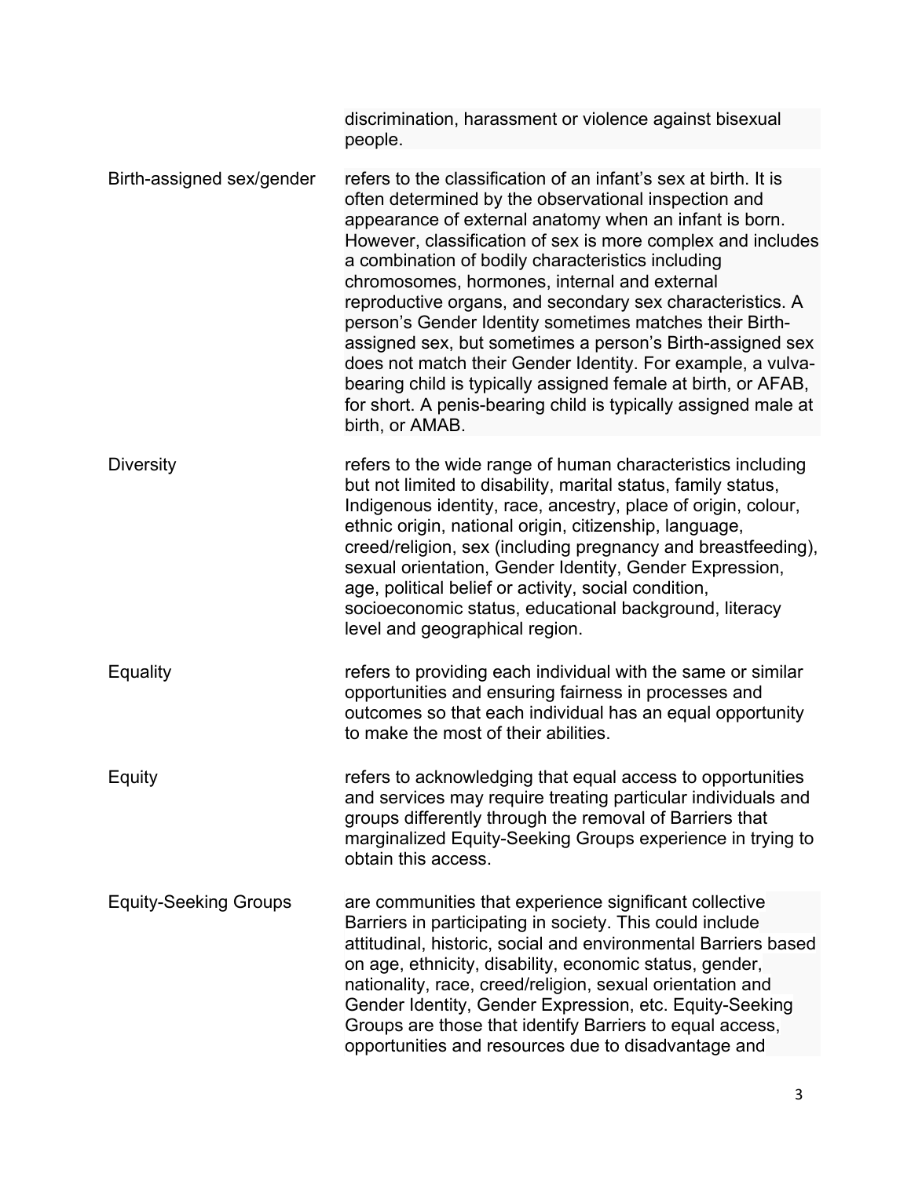| | |
|---|---|
| | discrimination, harassment or violence against bisexual people. |
| Birth-assigned sex/gender | refers to the classification of an infant's sex at birth. It is often determined by the observational inspection and appearance of external anatomy when an infant is born. However, classification of sex is more complex and includes a combination of bodily characteristics including chromosomes, hormones, internal and external reproductive organs, and secondary sex characteristics. A person's Gender Identity sometimes matches their Birth-assigned sex, but sometimes a person's Birth-assigned sex does not match their Gender Identity. For example, a vulva-bearing child is typically assigned female at birth, or AFAB, for short. A penis-bearing child is typically assigned male at birth, or AMAB. |
| Diversity | refers to the wide range of human characteristics including but not limited to disability, marital status, family status, Indigenous identity, race, ancestry, place of origin, colour, ethnic origin, national origin, citizenship, language, creed/religion, sex (including pregnancy and breastfeeding), sexual orientation, Gender Identity, Gender Expression, age, political belief or activity, social condition, socioeconomic status, educational background, literacy level and geographical region. |
| Equality | refers to providing each individual with the same or similar opportunities and ensuring fairness in processes and outcomes so that each individual has an equal opportunity to make the most of their abilities. |
| Equity | refers to acknowledging that equal access to opportunities and services may require treating particular individuals and groups differently through the removal of Barriers that marginalized Equity-Seeking Groups experience in trying to obtain this access. |
| Equity-Seeking Groups | are communities that experience significant collective Barriers in participating in society. This could include attitudinal, historic, social and environmental Barriers based on age, ethnicity, disability, economic status, gender, nationality, race, creed/religion, sexual orientation and Gender Identity, Gender Expression, etc. Equity-Seeking Groups are those that identify Barriers to equal access, opportunities and resources due to disadvantage and |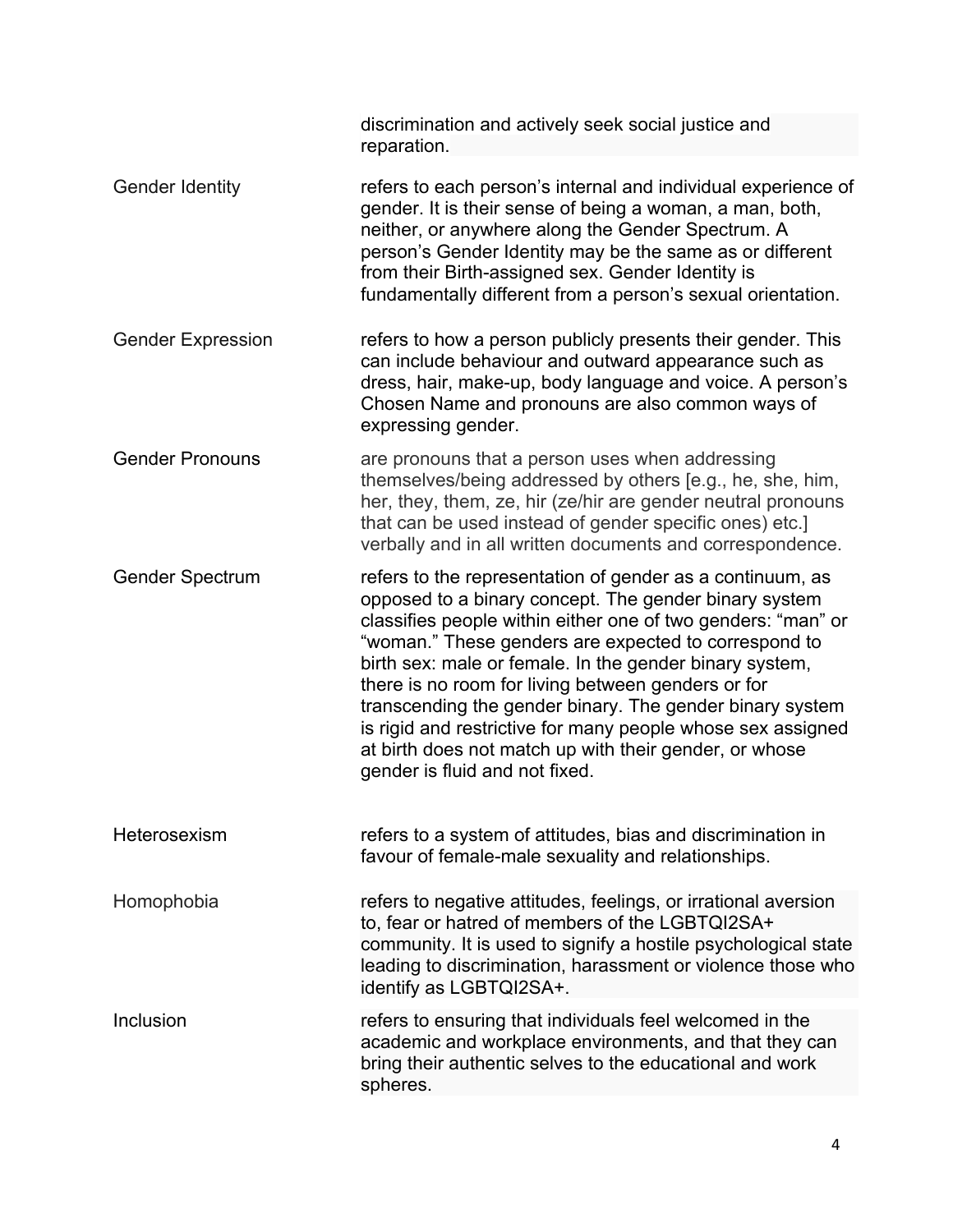| | |
|---|---|
| | discrimination and actively seek social justice and reparation. |
| Gender Identity | refers to each person's internal and individual experience of gender. It is their sense of being a woman, a man, both, neither, or anywhere along the Gender Spectrum. A person's Gender Identity may be the same as or different from their Birth-assigned sex. Gender Identity is fundamentally different from a person's sexual orientation. |
| Gender Expression | refers to how a person publicly presents their gender. This can include behaviour and outward appearance such as dress, hair, make-up, body language and voice. A person's Chosen Name and pronouns are also common ways of expressing gender. |
| Gender Pronouns | are pronouns that a person uses when addressing themselves/being addressed by others [e.g., he, she, him, her, they, them, ze, hir (ze/hir are gender neutral pronouns that can be used instead of gender specific ones) etc.] verbally and in all written documents and correspondence. |
| Gender Spectrum | refers to the representation of gender as a continuum, as opposed to a binary concept. The gender binary system classifies people within either one of two genders: "man" or "woman." These genders are expected to correspond to birth sex: male or female. In the gender binary system, there is no room for living between genders or for transcending the gender binary. The gender binary system is rigid and restrictive for many people whose sex assigned at birth does not match up with their gender, or whose gender is fluid and not fixed. |
| Heterosexism | refers to a system of attitudes, bias and discrimination in favour of female-male sexuality and relationships. |
| Homophobia | refers to negative attitudes, feelings, or irrational aversion to, fear or hatred of members of the LGBTQI2SA+ community. It is used to signify a hostile psychological state leading to discrimination, harassment or violence those who identify as LGBTQI2SA+. |
| Inclusion | refers to ensuring that individuals feel welcomed in the academic and workplace environments, and that they can bring their authentic selves to the educational and work spheres. |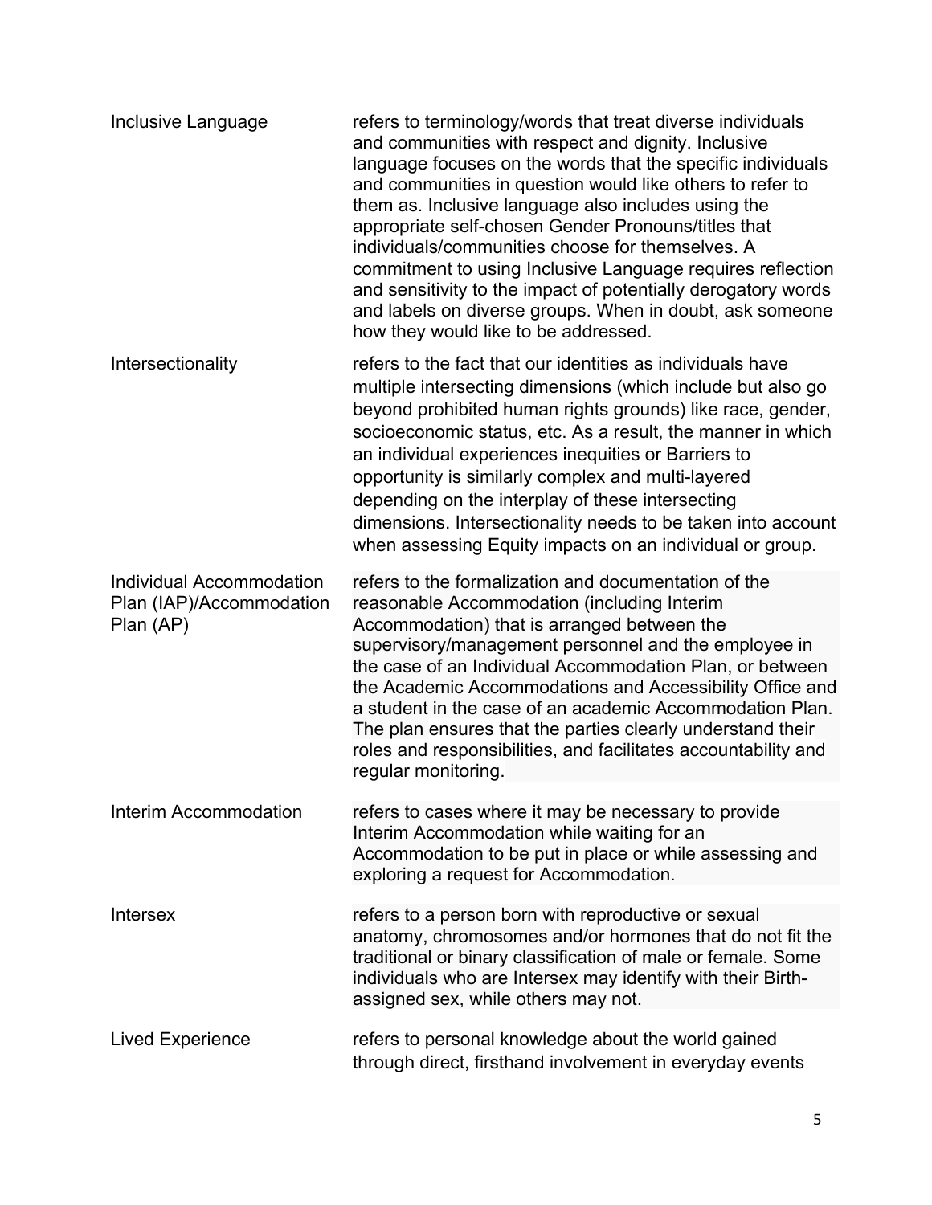| | |
|---|---|
| Inclusive Language | refers to terminology/words that treat diverse individuals and communities with respect and dignity. Inclusive language focuses on the words that the specific individuals and communities in question would like others to refer to them as. Inclusive language also includes using the appropriate self-chosen Gender Pronouns/titles that individuals/communities choose for themselves. A commitment to using Inclusive Language requires reflection and sensitivity to the impact of potentially derogatory words and labels on diverse groups. When in doubt, ask someone how they would like to be addressed. |
| Intersectionality | refers to the fact that our identities as individuals have multiple intersecting dimensions (which include but also go beyond prohibited human rights grounds) like race, gender, socioeconomic status, etc. As a result, the manner in which an individual experiences inequities or Barriers to opportunity is similarly complex and multi-layered depending on the interplay of these intersecting dimensions. Intersectionality needs to be taken into account when assessing Equity impacts on an individual or group. |
| Individual Accommodation Plan (IAP)/Accommodation Plan (AP) | refers to the formalization and documentation of the reasonable Accommodation (including Interim Accommodation) that is arranged between the supervisory/management personnel and the employee in the case of an Individual Accommodation Plan, or between the Academic Accommodations and Accessibility Office and a student in the case of an academic Accommodation Plan. The plan ensures that the parties clearly understand their roles and responsibilities, and facilitates accountability and regular monitoring. |
| Interim Accommodation | refers to cases where it may be necessary to provide Interim Accommodation while waiting for an Accommodation to be put in place or while assessing and exploring a request for Accommodation. |
| Intersex | refers to a person born with reproductive or sexual anatomy, chromosomes and/or hormones that do not fit the traditional or binary classification of male or female. Some individuals who are Intersex may identify with their Birth-assigned sex, while others may not. |
| Lived Experience | refers to personal knowledge about the world gained through direct, firsthand involvement in everyday events |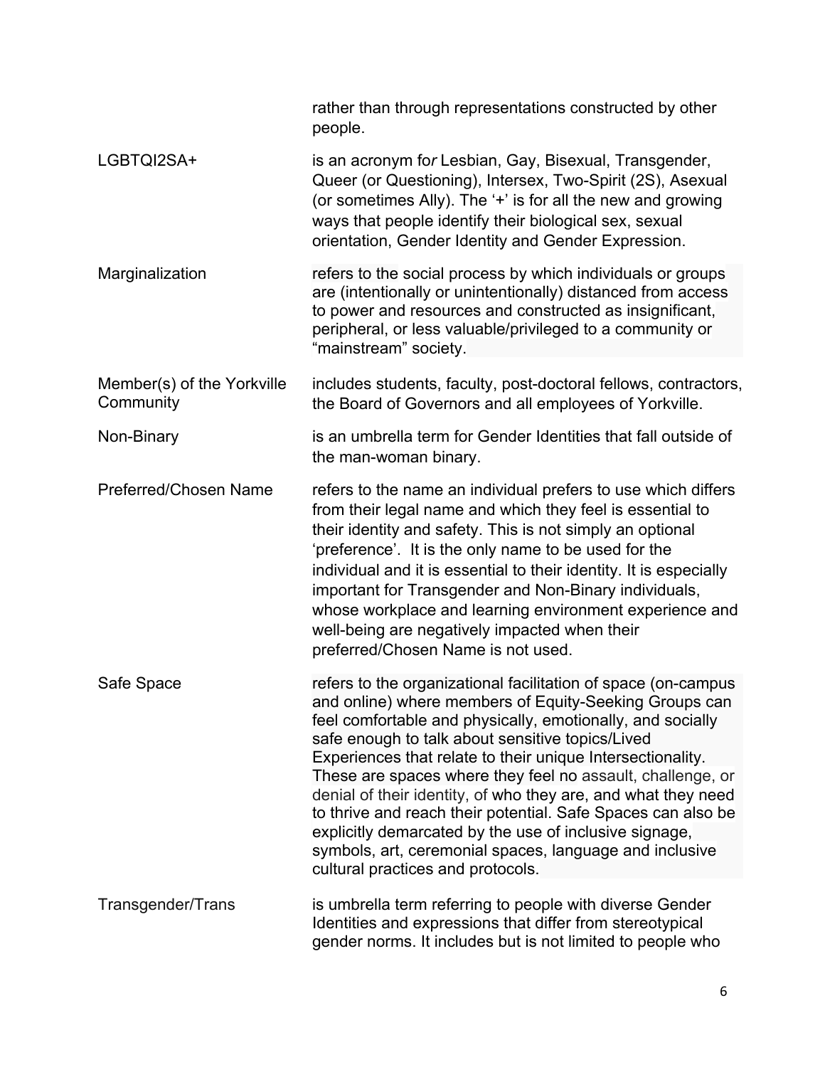| | |
|---|---|
| | rather than through representations constructed by other people. |
| LGBTQI2SA+ | is an acronym for Lesbian, Gay, Bisexual, Transgender, Queer (or Questioning), Intersex, Two-Spirit (2S), Asexual (or sometimes Ally). The '+' is for all the new and growing ways that people identify their biological sex, sexual orientation, Gender Identity and Gender Expression. |
| Marginalization | refers to the social process by which individuals or groups are (intentionally or unintentionally) distanced from access to power and resources and constructed as insignificant, peripheral, or less valuable/privileged to a community or "mainstream" society. |
| Member(s) of the Yorkville Community | includes students, faculty, post-doctoral fellows, contractors, the Board of Governors and all employees of Yorkville. |
| Non-Binary | is an umbrella term for Gender Identities that fall outside of the man-woman binary. |
| Preferred/Chosen Name | refers to the name an individual prefers to use which differs from their legal name and which they feel is essential to their identity and safety. This is not simply an optional 'preference'. It is the only name to be used for the individual and it is essential to their identity. It is especially important for Transgender and Non-Binary individuals, whose workplace and learning environment experience and well-being are negatively impacted when their preferred/Chosen Name is not used. |
| Safe Space | refers to the organizational facilitation of space (on-campus and online) where members of Equity-Seeking Groups can feel comfortable and physically, emotionally, and socially safe enough to talk about sensitive topics/Lived Experiences that relate to their unique Intersectionality. These are spaces where they feel no assault, challenge, or denial of their identity, of who they are, and what they need to thrive and reach their potential. Safe Spaces can also be explicitly demarcated by the use of inclusive signage, symbols, art, ceremonial spaces, language and inclusive cultural practices and protocols. |
| Transgender/Trans | is umbrella term referring to people with diverse Gender Identities and expressions that differ from stereotypical gender norms. It includes but is not limited to people who |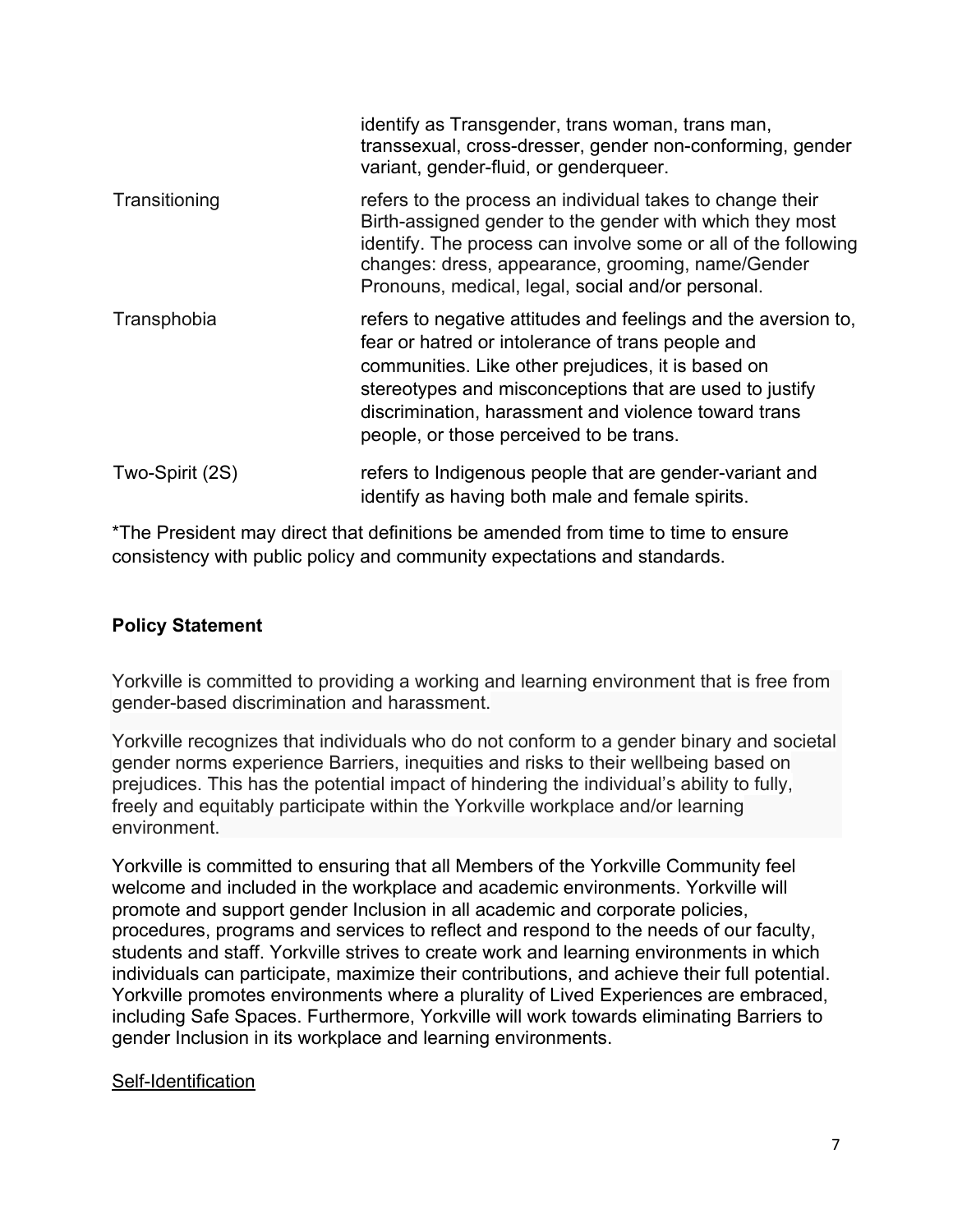| | |
|---|---|
| | identify as Transgender, trans woman, trans man, transsexual, cross-dresser, gender non-conforming, gender variant, gender-fluid, or genderqueer. |
| Transitioning | refers to the process an individual takes to change their Birth-assigned gender to the gender with which they most identify. The process can involve some or all of the following changes: dress, appearance, grooming, name/Gender Pronouns, medical, legal, social and/or personal. |
| Transphobia | refers to negative attitudes and feelings and the aversion to, fear or hatred or intolerance of trans people and communities. Like other prejudices, it is based on stereotypes and misconceptions that are used to justify discrimination, harassment and violence toward trans people, or those perceived to be trans. |
| Two-Spirit (2S) | refers to Indigenous people that are gender-variant and identify as having both male and female spirits. |

*The President may direct that definitions be amended from time to time to ensure consistency with public policy and community expectations and standards.

## Policy Statement

Yorkville is committed to providing a working and learning environment that is free from gender-based discrimination and harassment.

Yorkville recognizes that individuals who do not conform to a gender binary and societal gender norms experience Barriers, inequities and risks to their wellbeing based on prejudices. This has the potential impact of hindering the individual's ability to fully, freely and equitably participate within the Yorkville workplace and/or learning environment.

Yorkville is committed to ensuring that all Members of the Yorkville Community feel welcome and included in the workplace and academic environments. Yorkville will promote and support gender Inclusion in all academic and corporate policies, procedures, programs and services to reflect and respond to the needs of our faculty, students and staff. Yorkville strives to create work and learning environments in which individuals can participate, maximize their contributions, and achieve their full potential. Yorkville promotes environments where a plurality of Lived Experiences are embraced, including Safe Spaces. Furthermore, Yorkville will work towards eliminating Barriers to gender Inclusion in its workplace and learning environments.

<u>Self-Identification</u>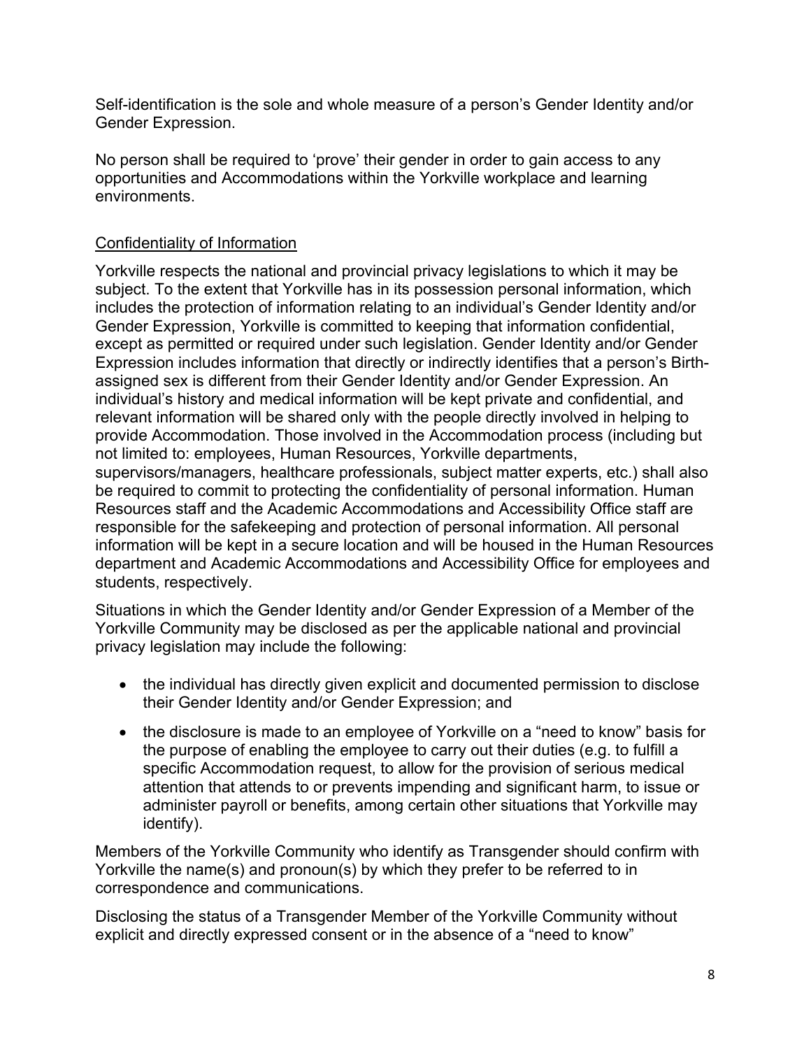Self-identification is the sole and whole measure of a person's Gender Identity and/or Gender Expression.

No person shall be required to 'prove' their gender in order to gain access to any opportunities and Accommodations within the Yorkville workplace and learning environments.

<u>Confidentiality of Information</u>

Yorkville respects the national and provincial privacy legislations to which it may be subject. To the extent that Yorkville has in its possession personal information, which includes the protection of information relating to an individual's Gender Identity and/or Gender Expression, Yorkville is committed to keeping that information confidential, except as permitted or required under such legislation. Gender Identity and/or Gender Expression includes information that directly or indirectly identifies that a person's Birth-assigned sex is different from their Gender Identity and/or Gender Expression. An individual's history and medical information will be kept private and confidential, and relevant information will be shared only with the people directly involved in helping to provide Accommodation. Those involved in the Accommodation process (including but not limited to: employees, Human Resources, Yorkville departments, supervisors/managers, healthcare professionals, subject matter experts, etc.) shall also be required to commit to protecting the confidentiality of personal information. Human Resources staff and the Academic Accommodations and Accessibility Office staff are responsible for the safekeeping and protection of personal information. All personal information will be kept in a secure location and will be housed in the Human Resources department and Academic Accommodations and Accessibility Office for employees and students, respectively.

Situations in which the Gender Identity and/or Gender Expression of a Member of the Yorkville Community may be disclosed as per the applicable national and provincial privacy legislation may include the following:

- the individual has directly given explicit and documented permission to disclose their Gender Identity and/or Gender Expression; and
- the disclosure is made to an employee of Yorkville on a "need to know" basis for the purpose of enabling the employee to carry out their duties (e.g. to fulfill a specific Accommodation request, to allow for the provision of serious medical attention that attends to or prevents impending and significant harm, to issue or administer payroll or benefits, among certain other situations that Yorkville may identify).

Members of the Yorkville Community who identify as Transgender should confirm with Yorkville the name(s) and pronoun(s) by which they prefer to be referred to in correspondence and communications.

Disclosing the status of a Transgender Member of the Yorkville Community without explicit and directly expressed consent or in the absence of a "need to know"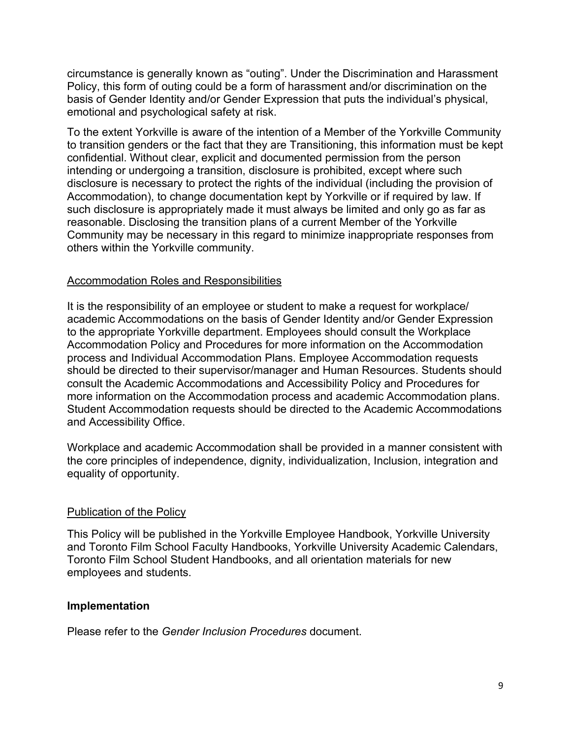circumstance is generally known as “outing”. Under the Discrimination and Harassment Policy, this form of outing could be a form of harassment and/or discrimination on the basis of Gender Identity and/or Gender Expression that puts the individual’s physical, emotional and psychological safety at risk.

To the extent Yorkville is aware of the intention of a Member of the Yorkville Community to transition genders or the fact that they are Transitioning, this information must be kept confidential. Without clear, explicit and documented permission from the person intending or undergoing a transition, disclosure is prohibited, except where such disclosure is necessary to protect the rights of the individual (including the provision of Accommodation), to change documentation kept by Yorkville or if required by law. If such disclosure is appropriately made it must always be limited and only go as far as reasonable. Disclosing the transition plans of a current Member of the Yorkville Community may be necessary in this regard to minimize inappropriate responses from others within the Yorkville community.

<u>Accommodation Roles and Responsibilities</u>

It is the responsibility of an employee or student to make a request for workplace/ academic Accommodations on the basis of Gender Identity and/or Gender Expression to the appropriate Yorkville department. Employees should consult the Workplace Accommodation Policy and Procedures for more information on the Accommodation process and Individual Accommodation Plans. Employee Accommodation requests should be directed to their supervisor/manager and Human Resources. Students should consult the Academic Accommodations and Accessibility Policy and Procedures for more information on the Accommodation process and academic Accommodation plans. Student Accommodation requests should be directed to the Academic Accommodations and Accessibility Office.

Workplace and academic Accommodation shall be provided in a manner consistent with the core principles of independence, dignity, individualization, Inclusion, integration and equality of opportunity.

<u>Publication of the Policy</u>

This Policy will be published in the Yorkville Employee Handbook, Yorkville University and Toronto Film School Faculty Handbooks, Yorkville University Academic Calendars, Toronto Film School Student Handbooks, and all orientation materials for new employees and students.

## Implementation

Please refer to the *Gender Inclusion Procedures* document.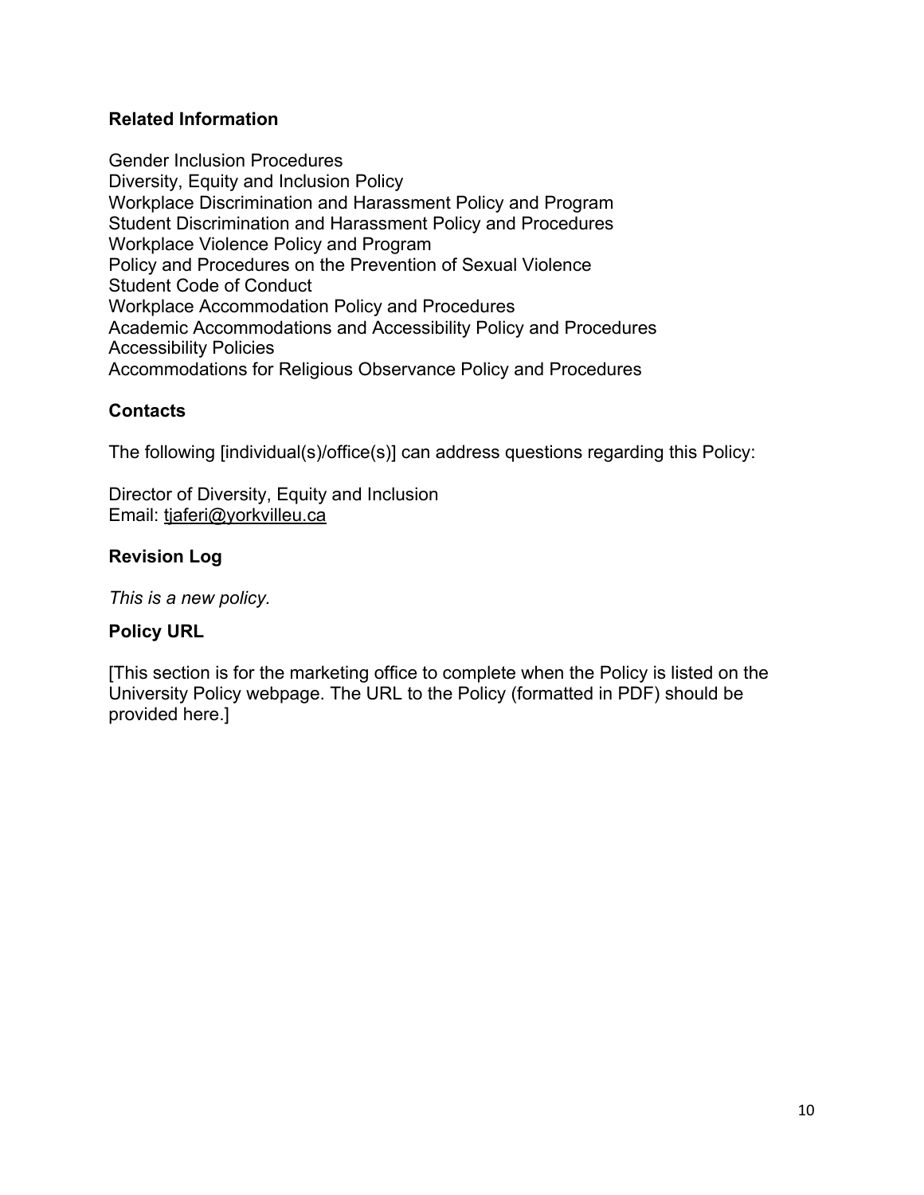## Related Information

Gender Inclusion Procedures
Diversity, Equity and Inclusion Policy
Workplace Discrimination and Harassment Policy and Program
Student Discrimination and Harassment Policy and Procedures
Workplace Violence Policy and Program
Policy and Procedures on the Prevention of Sexual Violence
Student Code of Conduct
Workplace Accommodation Policy and Procedures
Academic Accommodations and Accessibility Policy and Procedures
Accessibility Policies
Accommodations for Religious Observance Policy and Procedures

## Contacts

The following [individual(s)/office(s)] can address questions regarding this Policy:

Director of Diversity, Equity and Inclusion
Email: tjaferi@yorkvilleu.ca

## Revision Log

*This is a new policy.*

## Policy URL

[This section is for the marketing office to complete when the Policy is listed on the University Policy webpage. The URL to the Policy (formatted in PDF) should be provided here.]